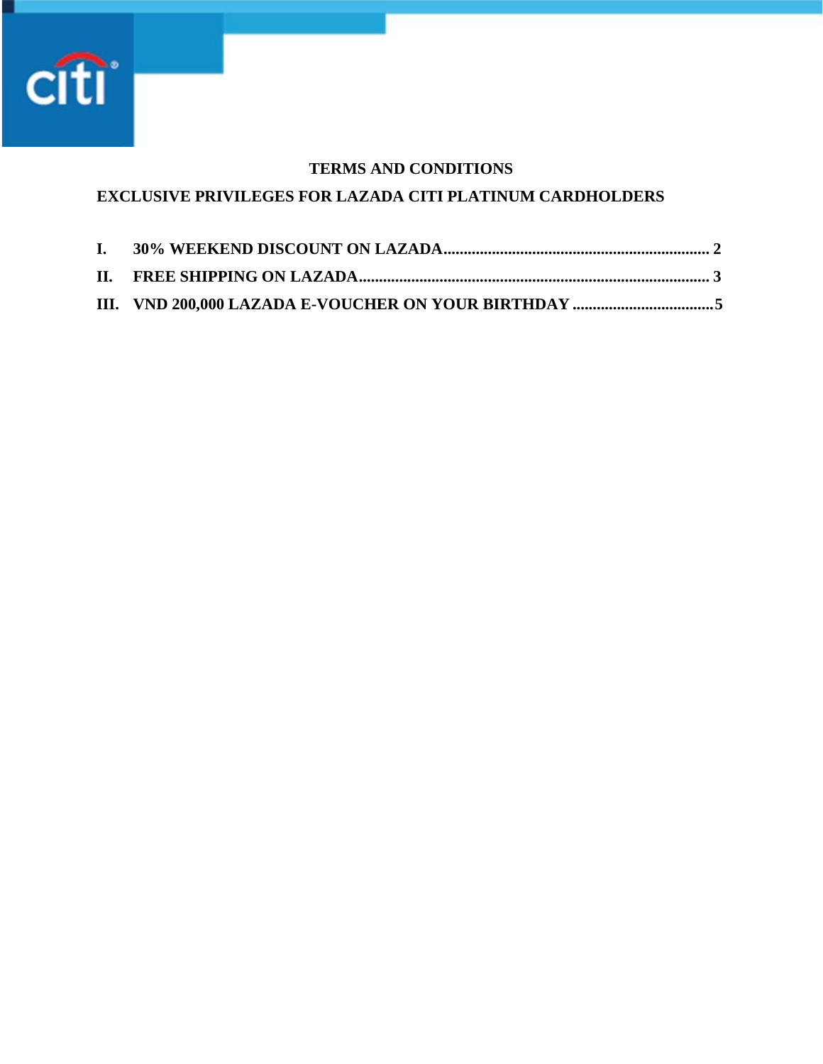# TERMS AND CONDITIONS

## EXCLUSIVE PRIVILEGES FOR LAZADA CITI PLATINUM CARDHOLDERS

**I. 30% WEEKEND DISCOUNT ON LAZADA................................................................. 2**

**II. FREE SHIPPING ON LAZADA....................................................................................... 3**

**III. VND 200,000 LAZADA E-VOUCHER ON YOUR BIRTHDAY ...................................5**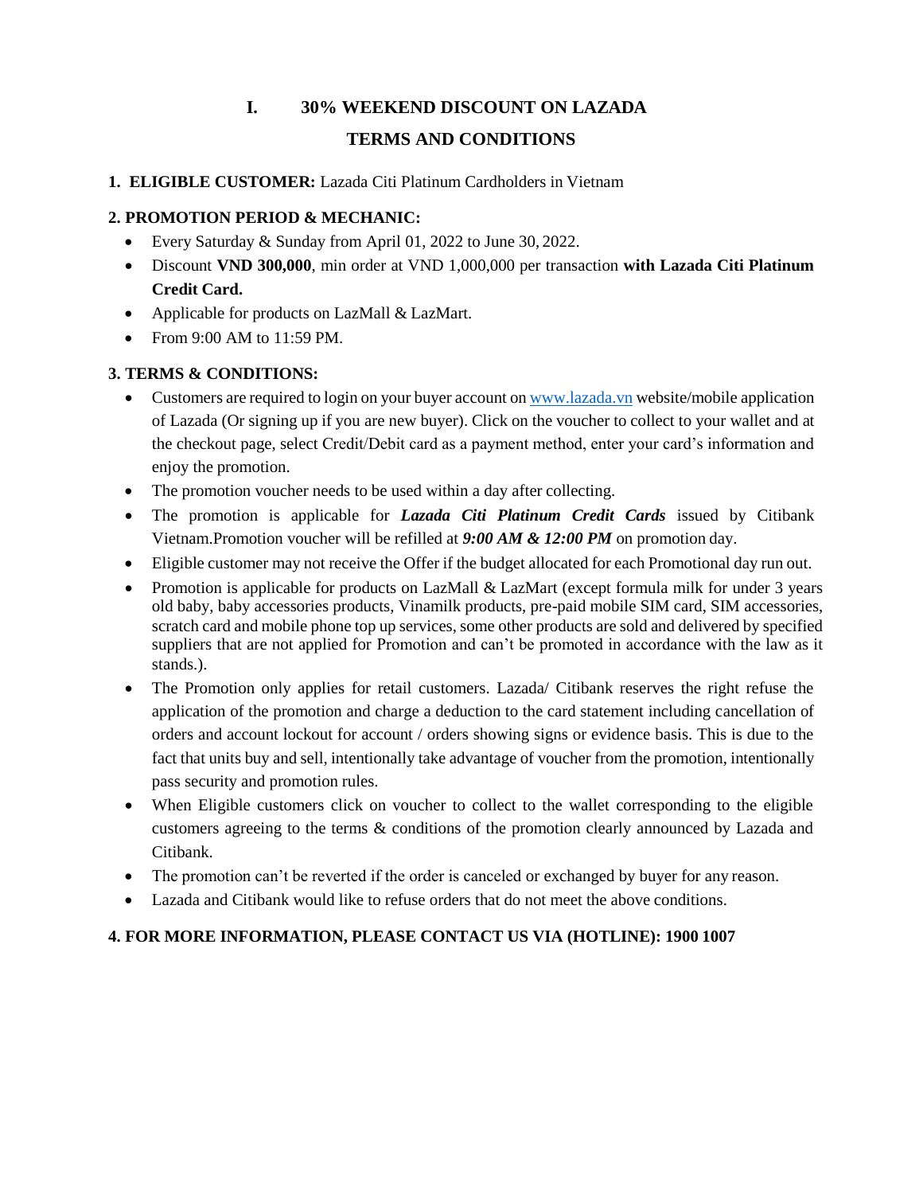# I. 30% WEEKEND DISCOUNT ON LAZADA

## TERMS AND CONDITIONS

**1. ELIGIBLE CUSTOMER:** Lazada Citi Platinum Cardholders in Vietnam

**2. PROMOTION PERIOD & MECHANIC:**

- Every Saturday & Sunday from April 01, 2022 to June 30, 2022.
- Discount **VND 300,000**, min order at VND 1,000,000 per transaction **with Lazada Citi Platinum Credit Card.**
- Applicable for products on LazMall & LazMart.
- From 9:00 AM to 11:59 PM.

**3. TERMS & CONDITIONS:**

- Customers are required to login on your buyer account on [www.lazada.vn](http://www.lazada.vn) website/mobile application of Lazada (Or signing up if you are new buyer). Click on the voucher to collect to your wallet and at the checkout page, select Credit/Debit card as a payment method, enter your card's information and enjoy the promotion.
- The promotion voucher needs to be used within a day after collecting.
- The promotion is applicable for ***Lazada Citi Platinum Credit Cards*** issued by Citibank Vietnam.Promotion voucher will be refilled at ***9:00 AM & 12:00 PM*** on promotion day.
- Eligible customer may not receive the Offer if the budget allocated for each Promotional day run out.
- Promotion is applicable for products on LazMall & LazMart (except formula milk for under 3 years old baby, baby accessories products, Vinamilk products, pre-paid mobile SIM card, SIM accessories, scratch card and mobile phone top up services, some other products are sold and delivered by specified suppliers that are not applied for Promotion and can't be promoted in accordance with the law as it stands.).
- The Promotion only applies for retail customers. Lazada/ Citibank reserves the right refuse the application of the promotion and charge a deduction to the card statement including cancellation of orders and account lockout for account / orders showing signs or evidence basis. This is due to the fact that units buy and sell, intentionally take advantage of voucher from the promotion, intentionally pass security and promotion rules.
- When Eligible customers click on voucher to collect to the wallet corresponding to the eligible customers agreeing to the terms & conditions of the promotion clearly announced by Lazada and Citibank.
- The promotion can't be reverted if the order is canceled or exchanged by buyer for any reason.
- Lazada and Citibank would like to refuse orders that do not meet the above conditions.

**4. FOR MORE INFORMATION, PLEASE CONTACT US VIA (HOTLINE): 1900 1007**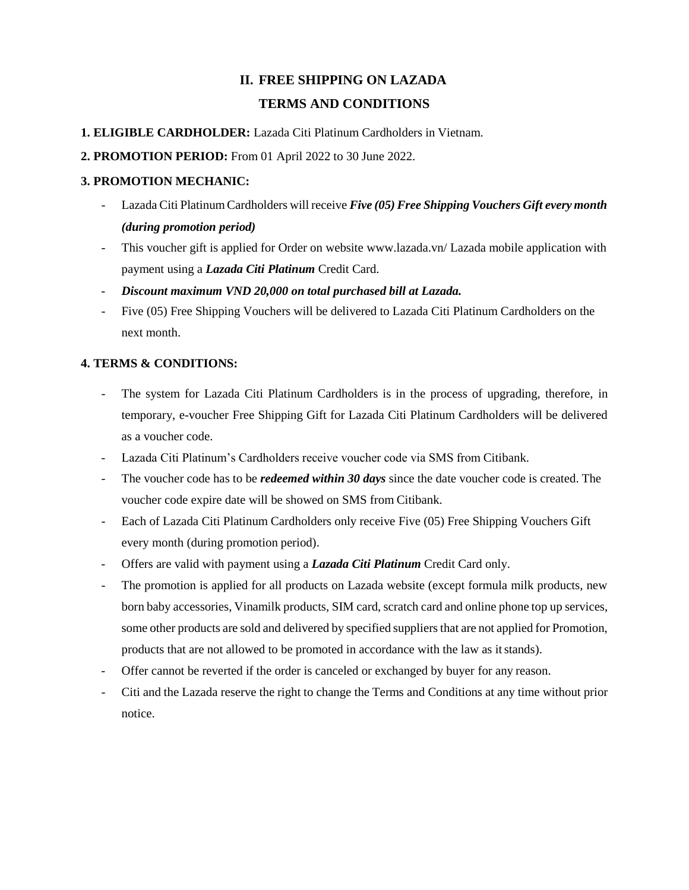## II. FREE SHIPPING ON LAZADA

## TERMS AND CONDITIONS

**1. ELIGIBLE CARDHOLDER:** Lazada Citi Platinum Cardholders in Vietnam.

**2. PROMOTION PERIOD:** From 01 April 2022 to 30 June 2022.

**3. PROMOTION MECHANIC:**

- Lazada Citi Platinum Cardholders will receive ***Five (05) Free Shipping Vouchers Gift every month (during promotion period)***
- This voucher gift is applied for Order on website www.lazada.vn/ Lazada mobile application with payment using a ***Lazada Citi Platinum*** Credit Card.
- ***Discount maximum VND 20,000 on total purchased bill at Lazada.***
- Five (05) Free Shipping Vouchers will be delivered to Lazada Citi Platinum Cardholders on the next month.

**4. TERMS & CONDITIONS:**

- The system for Lazada Citi Platinum Cardholders is in the process of upgrading, therefore, in temporary, e-voucher Free Shipping Gift for Lazada Citi Platinum Cardholders will be delivered as a voucher code.
- Lazada Citi Platinum's Cardholders receive voucher code via SMS from Citibank.
- The voucher code has to be ***redeemed within 30 days*** since the date voucher code is created. The voucher code expire date will be showed on SMS from Citibank.
- Each of Lazada Citi Platinum Cardholders only receive Five (05) Free Shipping Vouchers Gift every month (during promotion period).
- Offers are valid with payment using a ***Lazada Citi Platinum*** Credit Card only.
- The promotion is applied for all products on Lazada website (except formula milk products, new born baby accessories, Vinamilk products, SIM card, scratch card and online phone top up services, some other products are sold and delivered by specified suppliers that are not applied for Promotion, products that are not allowed to be promoted in accordance with the law as it stands).
- Offer cannot be reverted if the order is canceled or exchanged by buyer for any reason.
- Citi and the Lazada reserve the right to change the Terms and Conditions at any time without prior notice.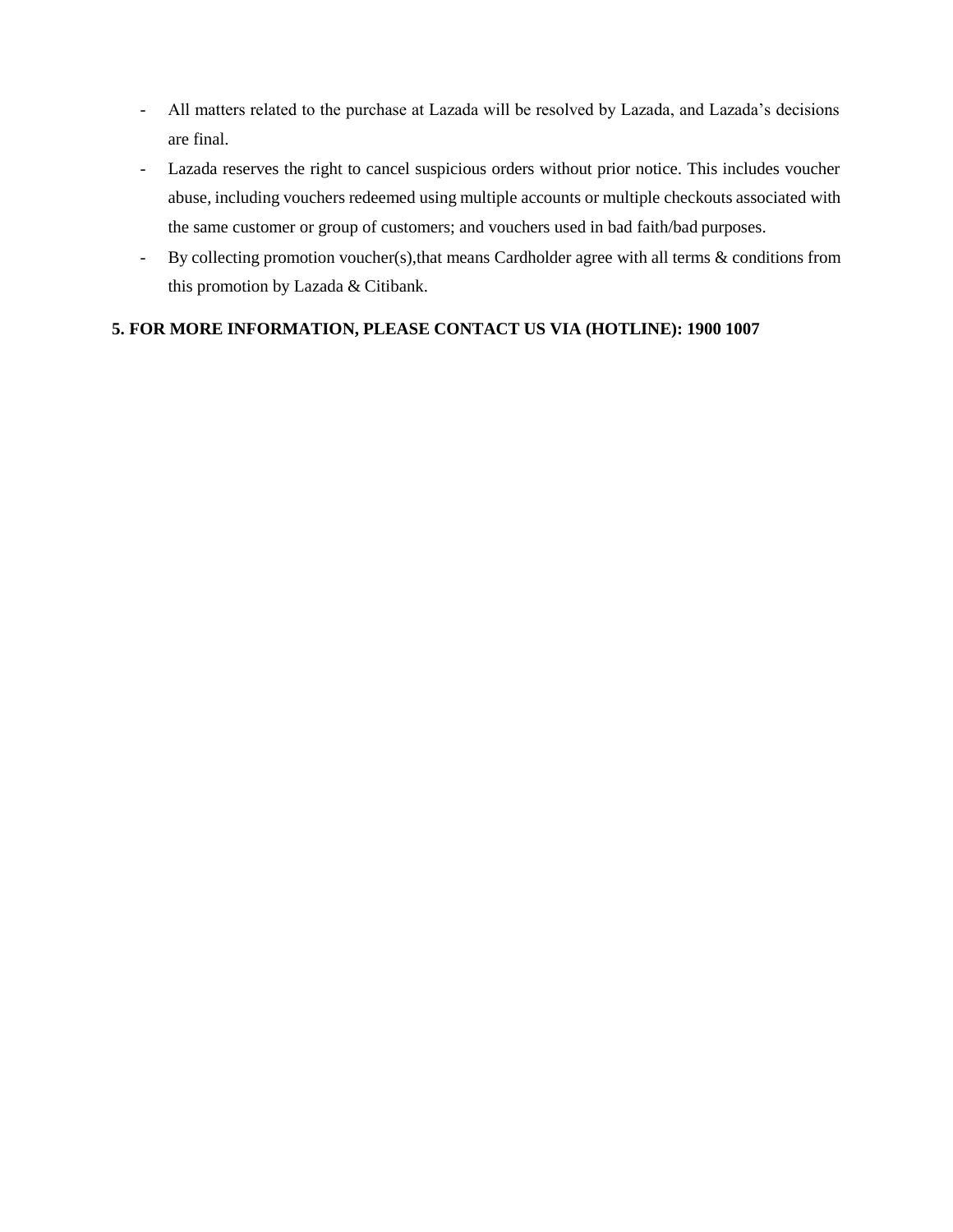- All matters related to the purchase at Lazada will be resolved by Lazada, and Lazada's decisions are final.
- Lazada reserves the right to cancel suspicious orders without prior notice. This includes voucher abuse, including vouchers redeemed using multiple accounts or multiple checkouts associated with the same customer or group of customers; and vouchers used in bad faith/bad purposes.
- By collecting promotion voucher(s),that means Cardholder agree with all terms & conditions from this promotion by Lazada & Citibank.

**5. FOR MORE INFORMATION, PLEASE CONTACT US VIA (HOTLINE): 1900 1007**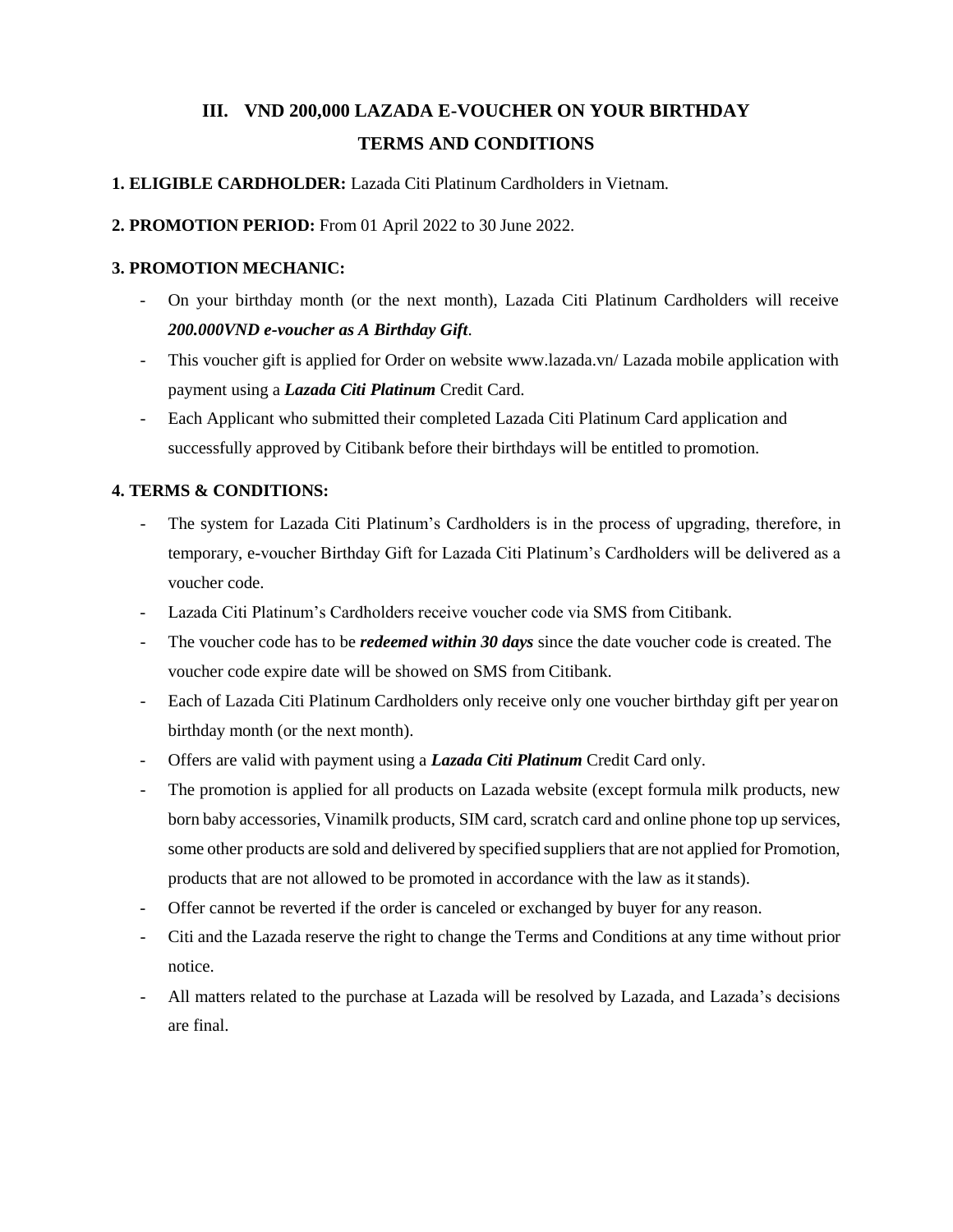# III. VND 200,000 LAZADA E-VOUCHER ON YOUR BIRTHDAY TERMS AND CONDITIONS

**1. ELIGIBLE CARDHOLDER:** Lazada Citi Platinum Cardholders in Vietnam.

**2. PROMOTION PERIOD:** From 01 April 2022 to 30 June 2022.

**3. PROMOTION MECHANIC:**

- On your birthday month (or the next month), Lazada Citi Platinum Cardholders will receive ***200.000VND e-voucher as A Birthday Gift***.
- This voucher gift is applied for Order on website www.lazada.vn/ Lazada mobile application with payment using a ***Lazada Citi Platinum*** Credit Card.
- Each Applicant who submitted their completed Lazada Citi Platinum Card application and successfully approved by Citibank before their birthdays will be entitled to promotion.

**4. TERMS & CONDITIONS:**

- The system for Lazada Citi Platinum's Cardholders is in the process of upgrading, therefore, in temporary, e-voucher Birthday Gift for Lazada Citi Platinum's Cardholders will be delivered as a voucher code.
- Lazada Citi Platinum's Cardholders receive voucher code via SMS from Citibank.
- The voucher code has to be ***redeemed within 30 days*** since the date voucher code is created. The voucher code expire date will be showed on SMS from Citibank.
- Each of Lazada Citi Platinum Cardholders only receive only one voucher birthday gift per year on birthday month (or the next month).
- Offers are valid with payment using a ***Lazada Citi Platinum*** Credit Card only.
- The promotion is applied for all products on Lazada website (except formula milk products, new born baby accessories, Vinamilk products, SIM card, scratch card and online phone top up services, some other products are sold and delivered by specified suppliers that are not applied for Promotion, products that are not allowed to be promoted in accordance with the law as it stands).
- Offer cannot be reverted if the order is canceled or exchanged by buyer for any reason.
- Citi and the Lazada reserve the right to change the Terms and Conditions at any time without prior notice.
- All matters related to the purchase at Lazada will be resolved by Lazada, and Lazada's decisions are final.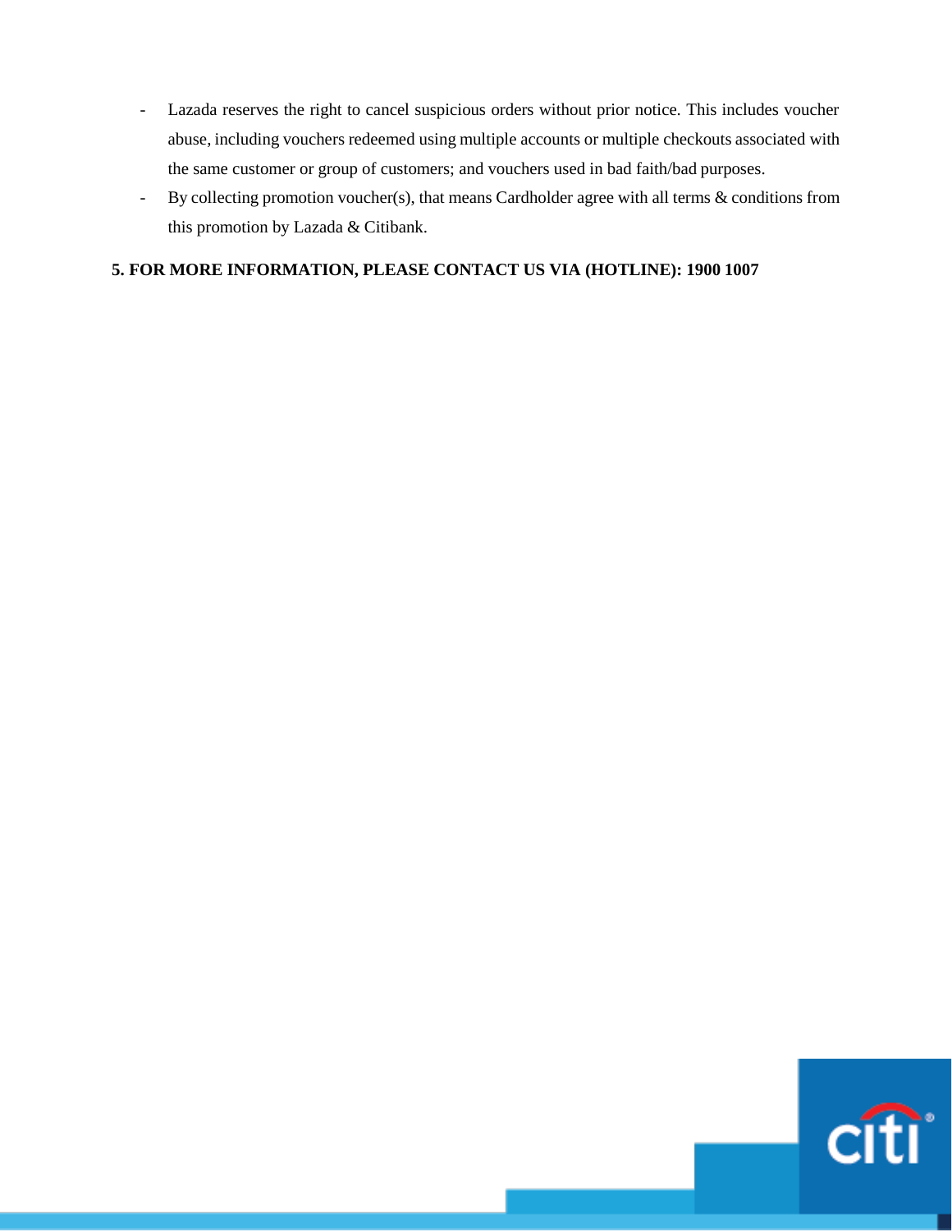- Lazada reserves the right to cancel suspicious orders without prior notice. This includes voucher abuse, including vouchers redeemed using multiple accounts or multiple checkouts associated with the same customer or group of customers; and vouchers used in bad faith/bad purposes.
- By collecting promotion voucher(s), that means Cardholder agree with all terms & conditions from this promotion by Lazada & Citibank.

**5. FOR MORE INFORMATION, PLEASE CONTACT US VIA (HOTLINE): 1900 1007**